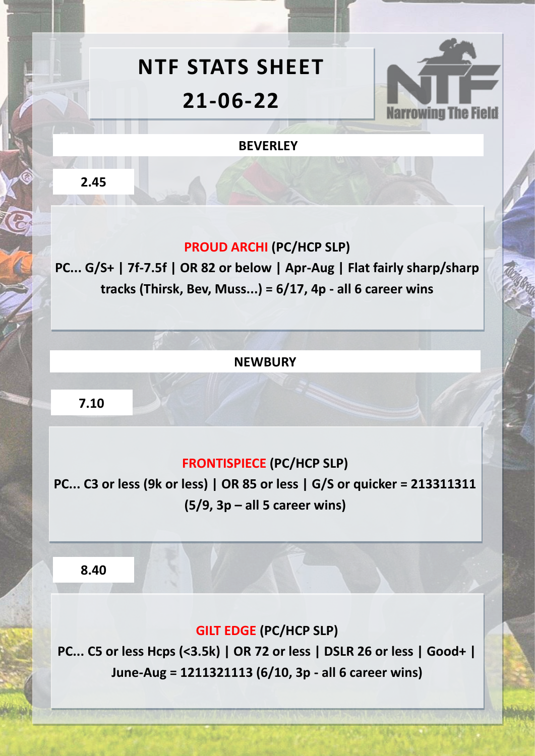# NTF STATS SHEET

# 21-06-22

Narrowing The Field

## BEVERLEY

### 2.45

**PROUD ARCHI (PC/HCP SLP)**

**PC... G/S+ | 7f-7.5f | OR 82 or below | Apr-Aug | Flat fairly sharp/sharp tracks (Thirsk, Bev, Muss...) = 6/17, 4p - all 6 career wins**

## NEWBURY

### 7.10

**FRONTISPIECE (PC/HCP SLP)**

**PC... C3 or less (9k or less) | OR 85 or less | G/S or quicker = 213311311 (5/9, 3p – all 5 career wins)**

### 8.40

**GILT EDGE (PC/HCP SLP)**

**PC... C5 or less Hcps (<3.5k) | OR 72 or less | DSLR 26 or less | Good+ | June-Aug = 1211321113 (6/10, 3p - all 6 career wins)**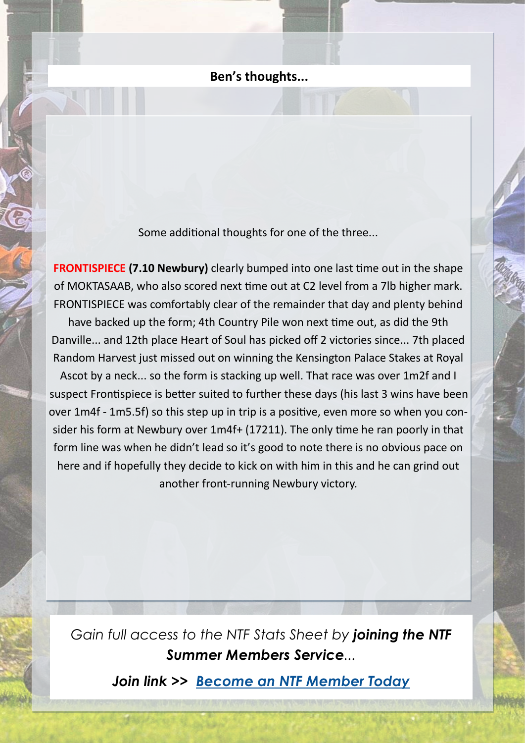**Ben’s thoughts...**

Some additional thoughts for one of the three...

**FRONTISPIECE (7.10 Newbury)** clearly bumped into one last time out in the shape of MOKTASAAB, who also scored next time out at C2 level from a 7lb higher mark. FRONTISPIECE was comfortably clear of the remainder that day and plenty behind have backed up the form; 4th Country Pile won next time out, as did the 9th Danville... and 12th place Heart of Soul has picked off 2 victories since... 7th placed Random Harvest just missed out on winning the Kensington Palace Stakes at Royal Ascot by a neck... so the form is stacking up well. That race was over 1m2f and I suspect Frontispiece is better suited to further these days (his last 3 wins have been over 1m4f - 1m5.5f) so this step up in trip is a positive, even more so when you consider his form at Newbury over 1m4f+ (17211). The only time he ran poorly in that form line was when he didn’t lead so it’s good to note there is no obvious pace on here and if hopefully they decide to kick on with him in this and he can grind out another front-running Newbury victory.

*Gain full access to the NTF Stats Sheet by **joining the NTF Summer Members Service**...*

***Join link >> Become an NTF Member Today***